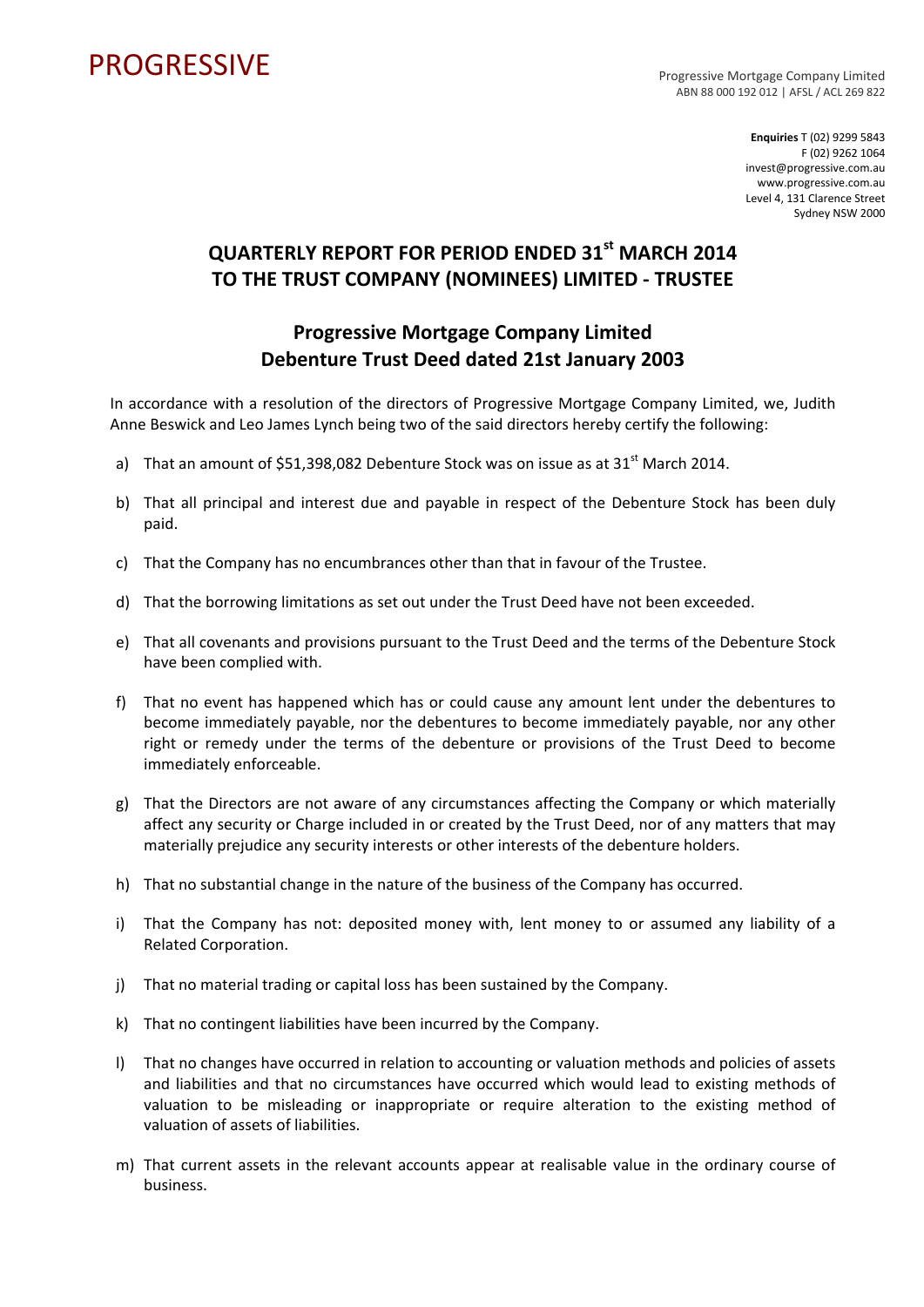# PROGRESSIVE

Progressive Mortgage Company Limited
ABN 88 000 192 012 | AFSL / ACL 269 822

**Enquiries** T (02) 9299 5843
F (02) 9262 1064
invest@progressive.com.au
www.progressive.com.au
Level 4, 131 Clarence Street
Sydney NSW 2000

## QUARTERLY REPORT FOR PERIOD ENDED 31st MARCH 2014 TO THE TRUST COMPANY (NOMINEES) LIMITED - TRUSTEE

## Progressive Mortgage Company Limited Debenture Trust Deed dated 21st January 2003

In accordance with a resolution of the directors of Progressive Mortgage Company Limited, we, Judith Anne Beswick and Leo James Lynch being two of the said directors hereby certify the following:

a) That an amount of $51,398,082 Debenture Stock was on issue as at 31st March 2014.

b) That all principal and interest due and payable in respect of the Debenture Stock has been duly paid.

c) That the Company has no encumbrances other than that in favour of the Trustee.

d) That the borrowing limitations as set out under the Trust Deed have not been exceeded.

e) That all covenants and provisions pursuant to the Trust Deed and the terms of the Debenture Stock have been complied with.

f) That no event has happened which has or could cause any amount lent under the debentures to become immediately payable, nor the debentures to become immediately payable, nor any other right or remedy under the terms of the debenture or provisions of the Trust Deed to become immediately enforceable.

g) That the Directors are not aware of any circumstances affecting the Company or which materially affect any security or Charge included in or created by the Trust Deed, nor of any matters that may materially prejudice any security interests or other interests of the debenture holders.

h) That no substantial change in the nature of the business of the Company has occurred.

i) That the Company has not: deposited money with, lent money to or assumed any liability of a Related Corporation.

j) That no material trading or capital loss has been sustained by the Company.

k) That no contingent liabilities have been incurred by the Company.

l) That no changes have occurred in relation to accounting or valuation methods and policies of assets and liabilities and that no circumstances have occurred which would lead to existing methods of valuation to be misleading or inappropriate or require alteration to the existing method of valuation of assets of liabilities.

m) That current assets in the relevant accounts appear at realisable value in the ordinary course of business.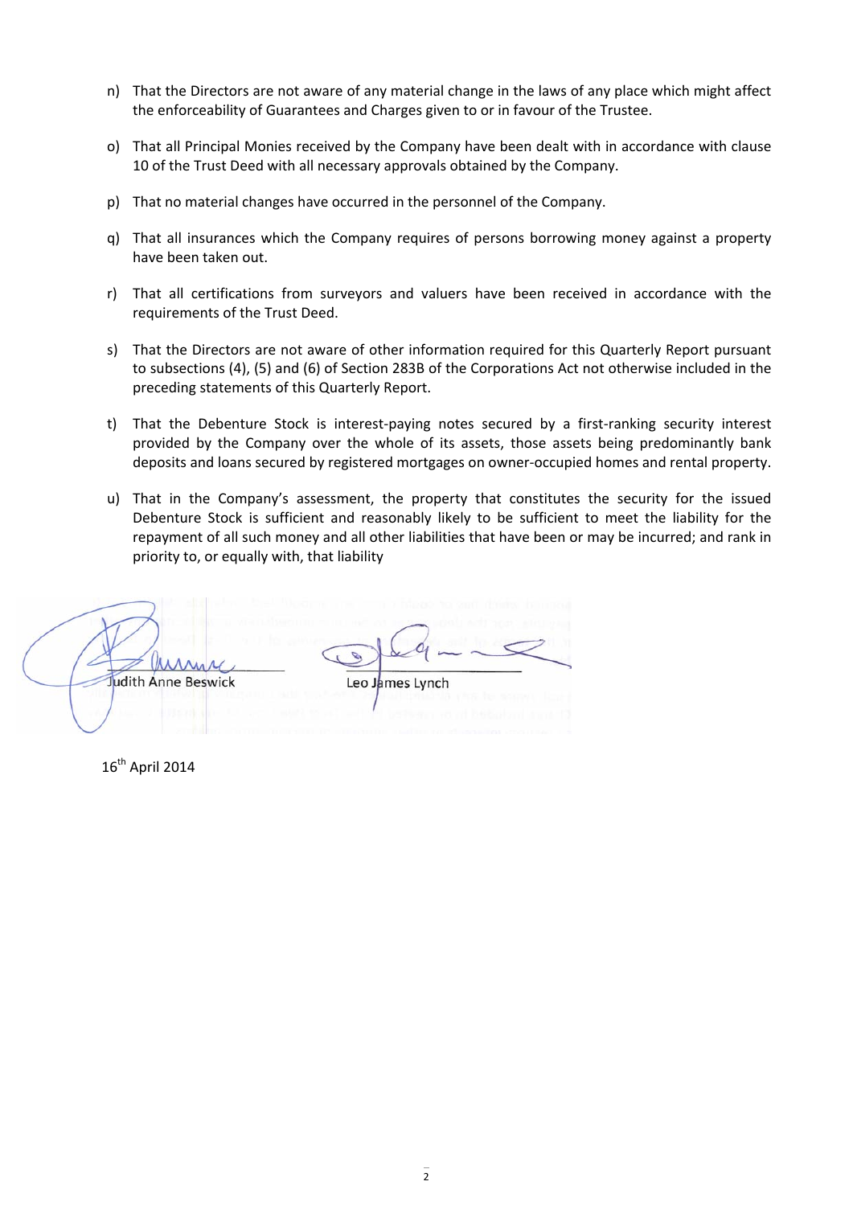n) That the Directors are not aware of any material change in the laws of any place which might affect the enforceability of Guarantees and Charges given to or in favour of the Trustee.

o) That all Principal Monies received by the Company have been dealt with in accordance with clause 10 of the Trust Deed with all necessary approvals obtained by the Company.

p) That no material changes have occurred in the personnel of the Company.

q) That all insurances which the Company requires of persons borrowing money against a property have been taken out.

r) That all certifications from surveyors and valuers have been received in accordance with the requirements of the Trust Deed.

s) That the Directors are not aware of other information required for this Quarterly Report pursuant to subsections (4), (5) and (6) of Section 283B of the Corporations Act not otherwise included in the preceding statements of this Quarterly Report.

t) That the Debenture Stock is interest-paying notes secured by a first-ranking security interest provided by the Company over the whole of its assets, those assets being predominantly bank deposits and loans secured by registered mortgages on owner-occupied homes and rental property.

u) That in the Company's assessment, the property that constitutes the security for the issued Debenture Stock is sufficient and reasonably likely to be sufficient to meet the liability for the repayment of all such money and all other liabilities that have been or may be incurred; and rank in priority to, or equally with, that liability

Judith Anne Beswick

Leo James Lynch

16th April 2014